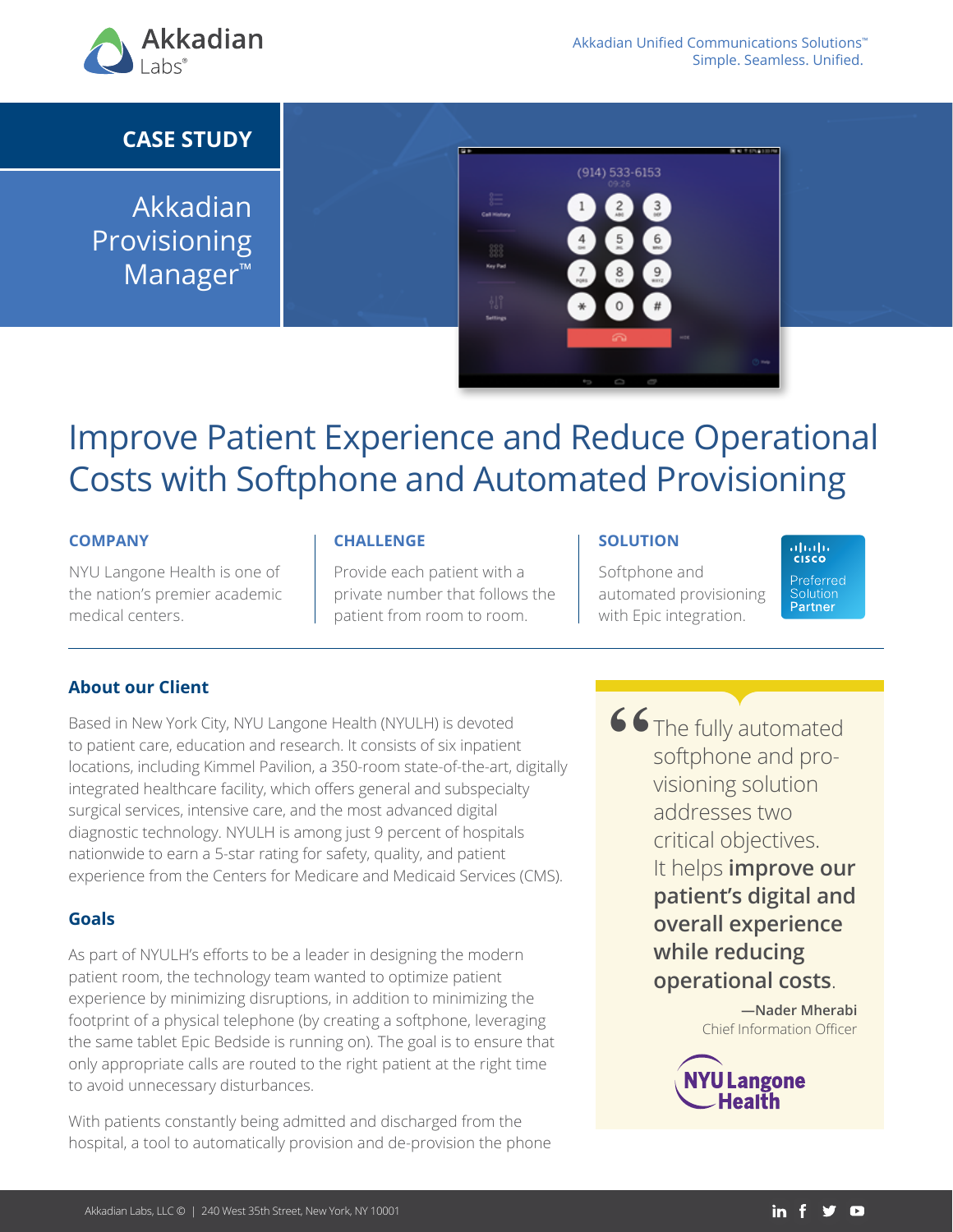Akkadian Labs®

Akkadian Unified Communications Solutions™
Simple. Seamless. Unified.

**CASE STUDY**

Akkadian Provisioning Manager™

# Improve Patient Experience and Reduce Operational Costs with Softphone and Automated Provisioning

**COMPANY**

NYU Langone Health is one of the nation's premier academic medical centers.

**CHALLENGE**

Provide each patient with a private number that follows the patient from room to room.

**SOLUTION**

Softphone and automated provisioning with Epic integration.

Cisco Preferred Solution Partner

---

## About our Client

Based in New York City, NYU Langone Health (NYULH) is devoted to patient care, education and research. It consists of six inpatient locations, including Kimmel Pavilion, a 350-room state-of-the-art, digitally integrated healthcare facility, which offers general and subspecialty surgical services, intensive care, and the most advanced digital diagnostic technology. NYULH is among just 9 percent of hospitals nationwide to earn a 5-star rating for safety, quality, and patient experience from the Centers for Medicare and Medicaid Services (CMS).

## Goals

As part of NYULH's efforts to be a leader in designing the modern patient room, the technology team wanted to optimize patient experience by minimizing disruptions, in addition to minimizing the footprint of a physical telephone (by creating a softphone, leveraging the same tablet Epic Bedside is running on). The goal is to ensure that only appropriate calls are routed to the right patient at the right time to avoid unnecessary disturbances.

With patients constantly being admitted and discharged from the hospital, a tool to automatically provision and de-provision the phone

> "The fully automated softphone and provisioning solution addresses two critical objectives. It helps **improve our patient's digital and overall experience while reducing operational costs**."
>
> —**Nader Mherabi**
> Chief Information Officer
>
> NYU Langone Health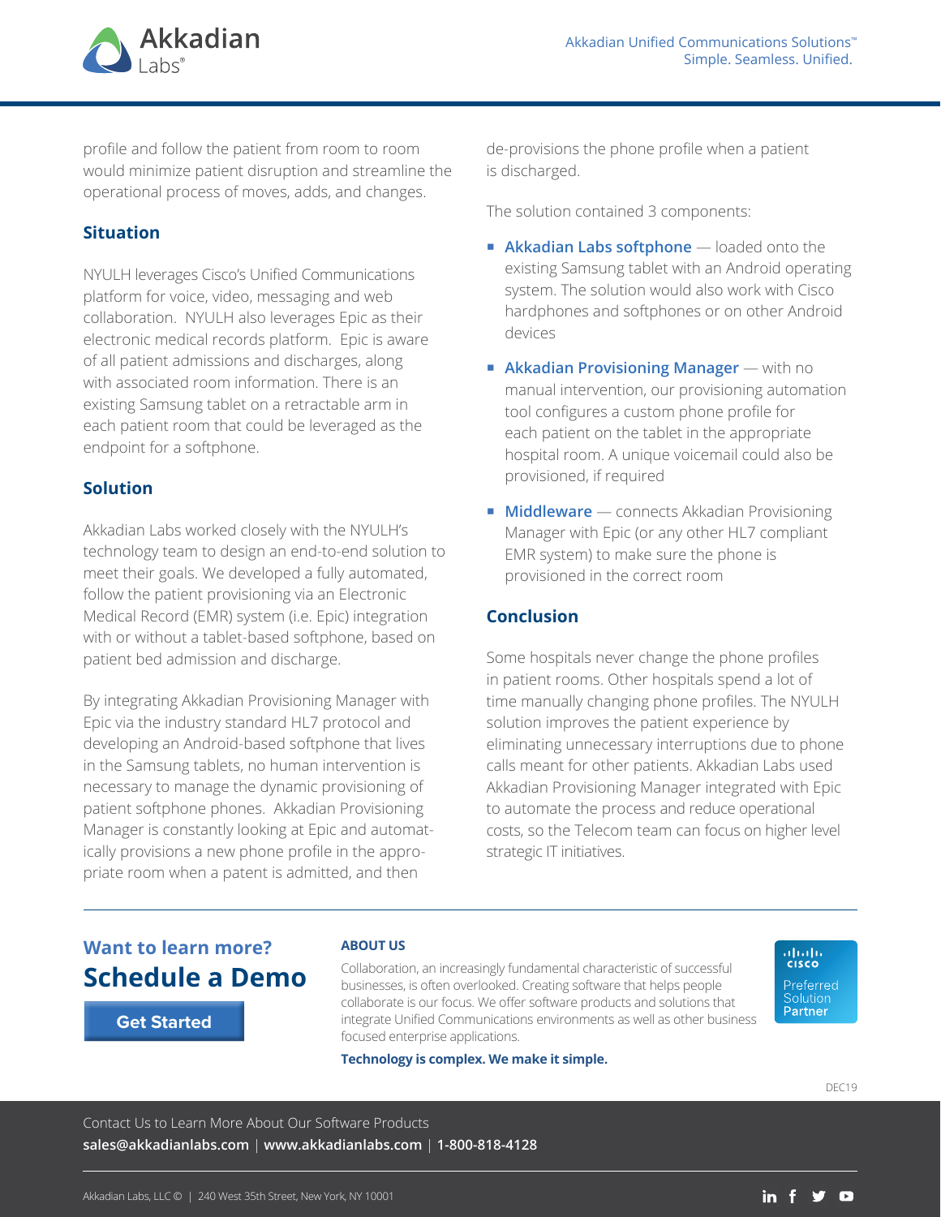profile and follow the patient from room to room would minimize patient disruption and streamline the operational process of moves, adds, and changes.

## Situation

NYULH leverages Cisco's Unified Communications platform for voice, video, messaging and web collaboration. NYULH also leverages Epic as their electronic medical records platform. Epic is aware of all patient admissions and discharges, along with associated room information. There is an existing Samsung tablet on a retractable arm in each patient room that could be leveraged as the endpoint for a softphone.

## Solution

Akkadian Labs worked closely with the NYULH's technology team to design an end-to-end solution to meet their goals. We developed a fully automated, follow the patient provisioning via an Electronic Medical Record (EMR) system (i.e. Epic) integration with or without a tablet-based softphone, based on patient bed admission and discharge.

By integrating Akkadian Provisioning Manager with Epic via the industry standard HL7 protocol and developing an Android-based softphone that lives in the Samsung tablets, no human intervention is necessary to manage the dynamic provisioning of patient softphone phones. Akkadian Provisioning Manager is constantly looking at Epic and automatically provisions a new phone profile in the appropriate room when a patent is admitted, and then de-provisions the phone profile when a patient is discharged.

The solution contained 3 components:

- **Akkadian Labs softphone** — loaded onto the existing Samsung tablet with an Android operating system. The solution would also work with Cisco hardphones and softphones or on other Android devices
- **Akkadian Provisioning Manager** — with no manual intervention, our provisioning automation tool configures a custom phone profile for each patient on the tablet in the appropriate hospital room. A unique voicemail could also be provisioned, if required
- **Middleware** — connects Akkadian Provisioning Manager with Epic (or any other HL7 compliant EMR system) to make sure the phone is provisioned in the correct room

## Conclusion

Some hospitals never change the phone profiles in patient rooms. Other hospitals spend a lot of time manually changing phone profiles. The NYULH solution improves the patient experience by eliminating unnecessary interruptions due to phone calls meant for other patients. Akkadian Labs used Akkadian Provisioning Manager integrated with Epic to automate the process and reduce operational costs, so the Telecom team can focus on higher level strategic IT initiatives.

---

### Want to learn more?

## Schedule a Demo

Get Started

**ABOUT US**

Collaboration, an increasingly fundamental characteristic of successful businesses, is often overlooked. Creating software that helps people collaborate is our focus. We offer software products and solutions that integrate Unified Communications environments as well as other business focused enterprise applications.

**Technology is complex. We make it simple.**

Cisco Preferred Solution Partner

DEC19

Contact Us to Learn More About Our Software Products

**sales@akkadianlabs.com** | **www.akkadianlabs.com** | **1-800-818-4128**

Akkadian Labs, LLC © | 240 West 35th Street, New York, NY 10001